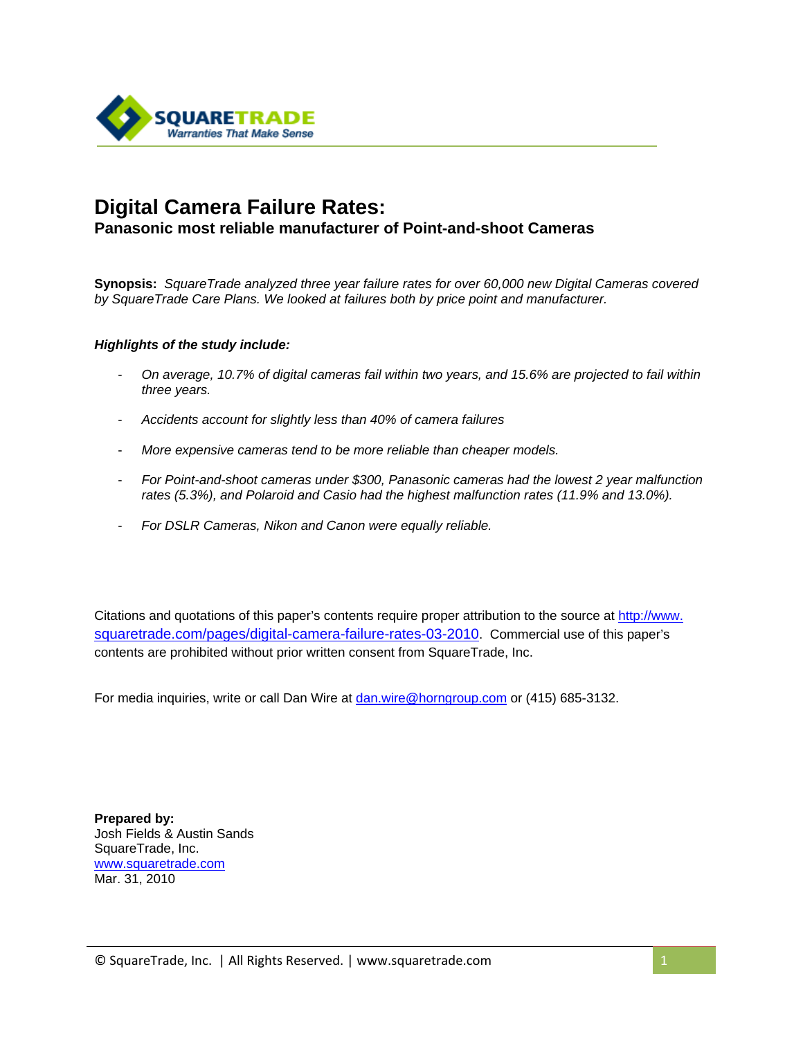SQUARETRADE
Warranties That Make Sense

# Digital Camera Failure Rates:

## Panasonic most reliable manufacturer of Point-and-shoot Cameras

**Synopsis:** *SquareTrade analyzed three year failure rates for over 60,000 new Digital Cameras covered by SquareTrade Care Plans. We looked at failures both by price point and manufacturer.*

***Highlights of the study include:***

- *On average, 10.7% of digital cameras fail within two years, and 15.6% are projected to fail within three years.*
- *Accidents account for slightly less than 40% of camera failures*
- *More expensive cameras tend to be more reliable than cheaper models.*
- *For Point-and-shoot cameras under $300, Panasonic cameras had the lowest 2 year malfunction rates (5.3%), and Polaroid and Casio had the highest malfunction rates (11.9% and 13.0%).*
- *For DSLR Cameras, Nikon and Canon were equally reliable.*

Citations and quotations of this paper's contents require proper attribution to the source at http://www.squaretrade.com/pages/digital-camera-failure-rates-03-2010. Commercial use of this paper's contents are prohibited without prior written consent from SquareTrade, Inc.

For media inquiries, write or call Dan Wire at dan.wire@horngroup.com or (415) 685-3132.

**Prepared by:**
Josh Fields & Austin Sands
SquareTrade, Inc.
www.squaretrade.com
Mar. 31, 2010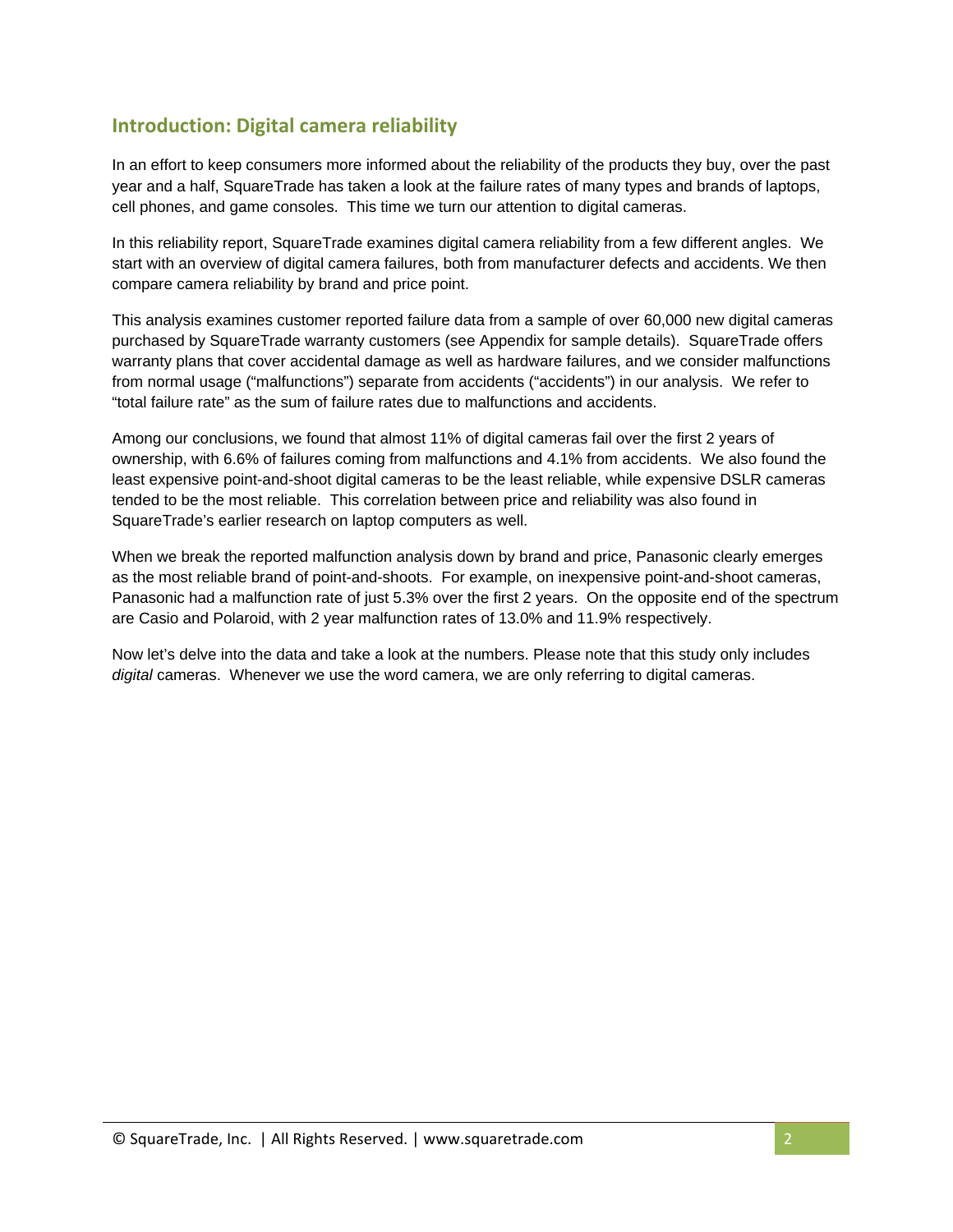## Introduction: Digital camera reliability

In an effort to keep consumers more informed about the reliability of the products they buy, over the past year and a half, SquareTrade has taken a look at the failure rates of many types and brands of laptops, cell phones, and game consoles. This time we turn our attention to digital cameras.

In this reliability report, SquareTrade examines digital camera reliability from a few different angles. We start with an overview of digital camera failures, both from manufacturer defects and accidents. We then compare camera reliability by brand and price point.

This analysis examines customer reported failure data from a sample of over 60,000 new digital cameras purchased by SquareTrade warranty customers (see Appendix for sample details). SquareTrade offers warranty plans that cover accidental damage as well as hardware failures, and we consider malfunctions from normal usage ("malfunctions") separate from accidents ("accidents") in our analysis. We refer to "total failure rate" as the sum of failure rates due to malfunctions and accidents.

Among our conclusions, we found that almost 11% of digital cameras fail over the first 2 years of ownership, with 6.6% of failures coming from malfunctions and 4.1% from accidents. We also found the least expensive point-and-shoot digital cameras to be the least reliable, while expensive DSLR cameras tended to be the most reliable. This correlation between price and reliability was also found in SquareTrade's earlier research on laptop computers as well.

When we break the reported malfunction analysis down by brand and price, Panasonic clearly emerges as the most reliable brand of point-and-shoots. For example, on inexpensive point-and-shoot cameras, Panasonic had a malfunction rate of just 5.3% over the first 2 years. On the opposite end of the spectrum are Casio and Polaroid, with 2 year malfunction rates of 13.0% and 11.9% respectively.

Now let's delve into the data and take a look at the numbers. Please note that this study only includes *digital* cameras. Whenever we use the word camera, we are only referring to digital cameras.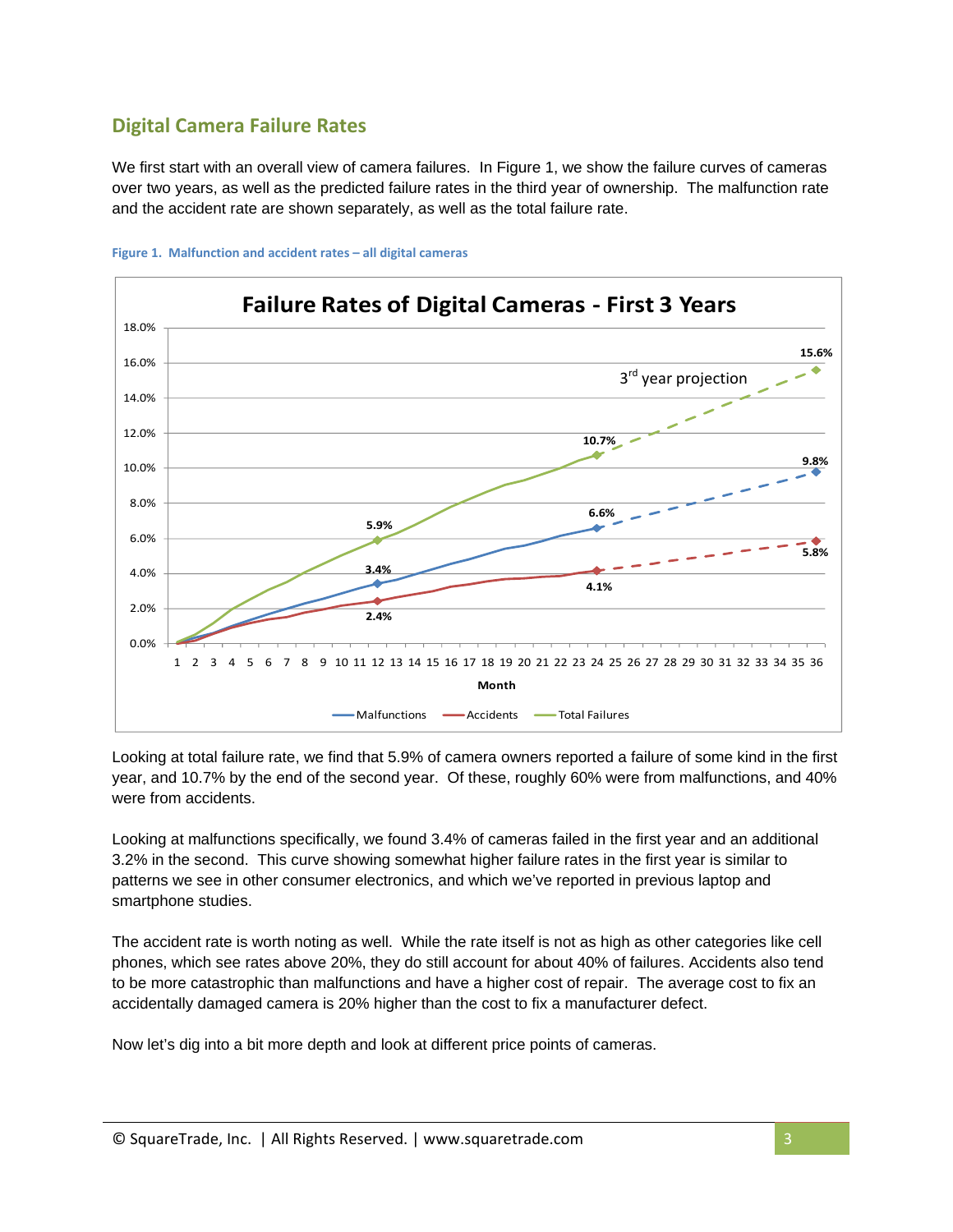## Digital Camera Failure Rates

We first start with an overall view of camera failures. In Figure 1, we show the failure curves of cameras over two years, as well as the predicted failure rates in the third year of ownership. The malfunction rate and the accident rate are shown separately, as well as the total failure rate.

**Figure 1. Malfunction and accident rates – all digital cameras**

Looking at total failure rate, we find that 5.9% of camera owners reported a failure of some kind in the first year, and 10.7% by the end of the second year. Of these, roughly 60% were from malfunctions, and 40% were from accidents.

Looking at malfunctions specifically, we found 3.4% of cameras failed in the first year and an additional 3.2% in the second. This curve showing somewhat higher failure rates in the first year is similar to patterns we see in other consumer electronics, and which we've reported in previous laptop and smartphone studies.

The accident rate is worth noting as well. While the rate itself is not as high as other categories like cell phones, which see rates above 20%, they do still account for about 40% of failures. Accidents also tend to be more catastrophic than malfunctions and have a higher cost of repair. The average cost to fix an accidentally damaged camera is 20% higher than the cost to fix a manufacturer defect.

Now let's dig into a bit more depth and look at different price points of cameras.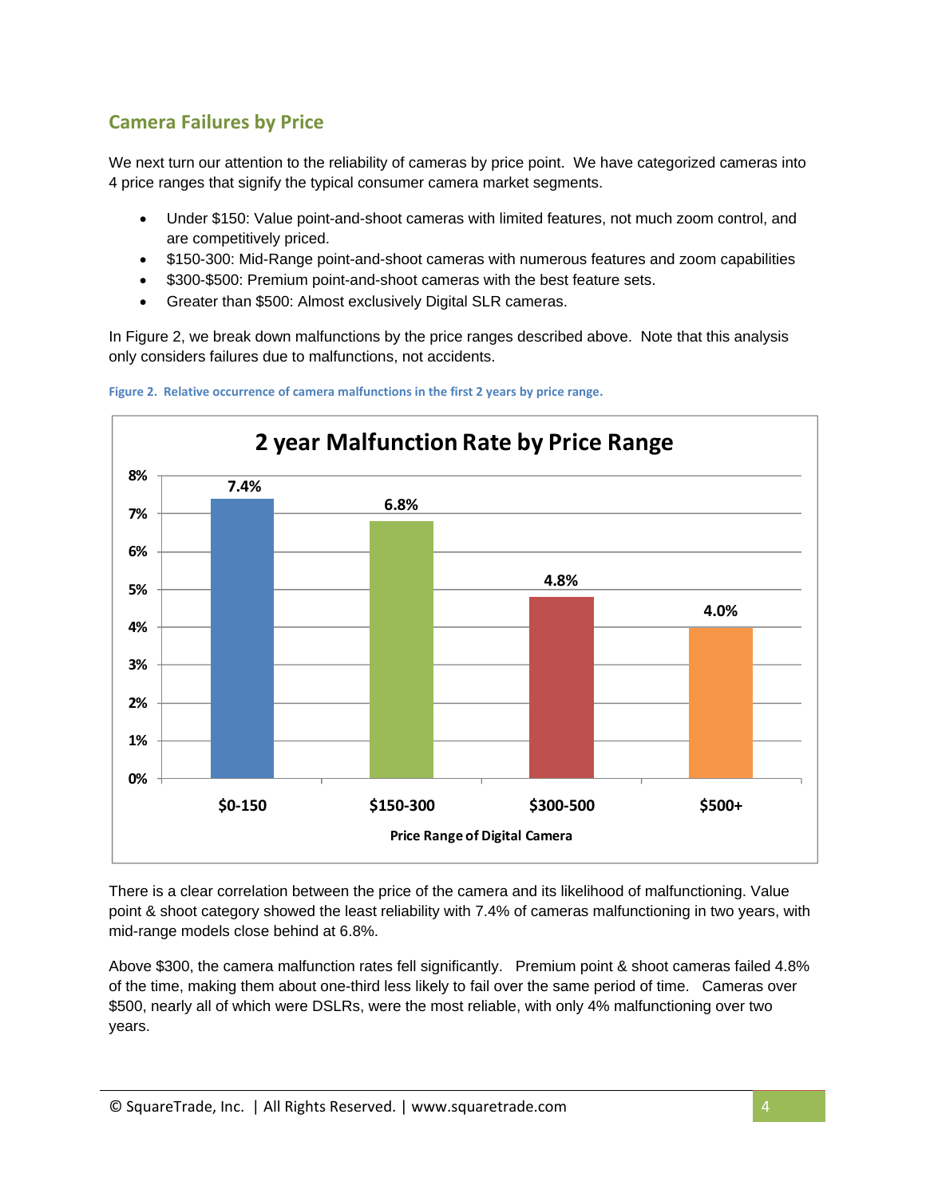## Camera Failures by Price

We next turn our attention to the reliability of cameras by price point. We have categorized cameras into 4 price ranges that signify the typical consumer camera market segments.

- Under $150: Value point-and-shoot cameras with limited features, not much zoom control, and are competitively priced.
- $150-300: Mid-Range point-and-shoot cameras with numerous features and zoom capabilities
- $300-$500: Premium point-and-shoot cameras with the best feature sets.
- Greater than $500: Almost exclusively Digital SLR cameras.

In Figure 2, we break down malfunctions by the price ranges described above. Note that this analysis only considers failures due to malfunctions, not accidents.

**Figure 2. Relative occurrence of camera malfunctions in the first 2 years by price range.**

**2 year Malfunction Rate by Price Range**

| Price Range of Digital Camera | Malfunction Rate |
|---|---|
| $0-150 | 7.4% |
| $150-300 | 6.8% |
| $300-500 | 4.8% |
| $500+ | 4.0% |

There is a clear correlation between the price of the camera and its likelihood of malfunctioning. Value point & shoot category showed the least reliability with 7.4% of cameras malfunctioning in two years, with mid-range models close behind at 6.8%.

Above $300, the camera malfunction rates fell significantly. Premium point & shoot cameras failed 4.8% of the time, making them about one-third less likely to fail over the same period of time. Cameras over $500, nearly all of which were DSLRs, were the most reliable, with only 4% malfunctioning over two years.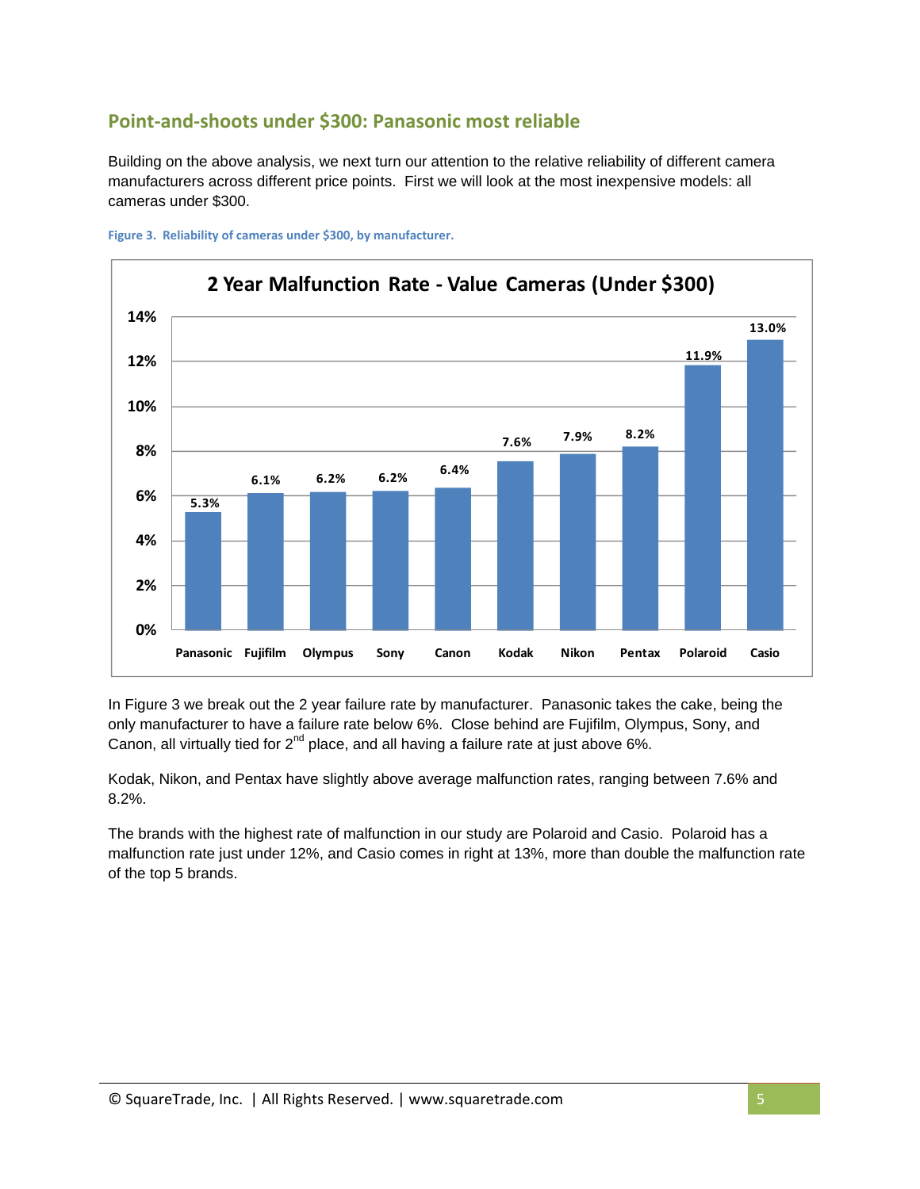## Point-and-shoots under $300: Panasonic most reliable

Building on the above analysis, we next turn our attention to the relative reliability of different camera manufacturers across different price points. First we will look at the most inexpensive models: all cameras under $300.

**Figure 3. Reliability of cameras under $300, by manufacturer.**

**2 Year Malfunction Rate - Value Cameras (Under $300)**

| Manufacturer | 2 Year Malfunction Rate |
|---|---|
| Panasonic | 5.3% |
| Fujifilm | 6.1% |
| Olympus | 6.2% |
| Sony | 6.2% |
| Canon | 6.4% |
| Kodak | 7.6% |
| Nikon | 7.9% |
| Pentax | 8.2% |
| Polaroid | 11.9% |
| Casio | 13.0% |

In Figure 3 we break out the 2 year failure rate by manufacturer. Panasonic takes the cake, being the only manufacturer to have a failure rate below 6%. Close behind are Fujifilm, Olympus, Sony, and Canon, all virtually tied for 2nd place, and all having a failure rate at just above 6%.

Kodak, Nikon, and Pentax have slightly above average malfunction rates, ranging between 7.6% and 8.2%.

The brands with the highest rate of malfunction in our study are Polaroid and Casio. Polaroid has a malfunction rate just under 12%, and Casio comes in right at 13%, more than double the malfunction rate of the top 5 brands.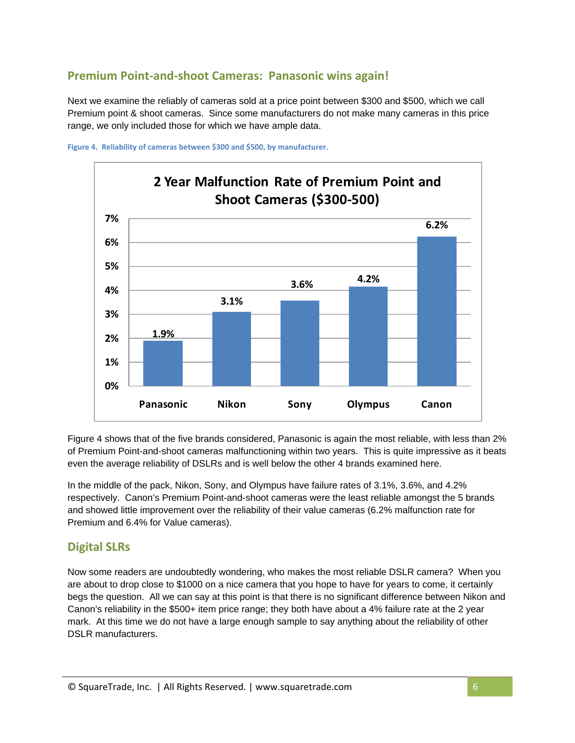## Premium Point-and-shoot Cameras: Panasonic wins again!

Next we examine the reliably of cameras sold at a price point between $300 and $500, which we call Premium point & shoot cameras. Since some manufacturers do not make many cameras in this price range, we only included those for which we have ample data.

**Figure 4. Reliability of cameras between $300 and $500, by manufacturer.**

**2 Year Malfunction Rate of Premium Point and Shoot Cameras ($300-500)**

| Manufacturer | Malfunction Rate |
|---|---|
| Panasonic | 1.9% |
| Nikon | 3.1% |
| Sony | 3.6% |
| Olympus | 4.2% |
| Canon | 6.2% |

Figure 4 shows that of the five brands considered, Panasonic is again the most reliable, with less than 2% of Premium Point-and-shoot cameras malfunctioning within two years. This is quite impressive as it beats even the average reliability of DSLRs and is well below the other 4 brands examined here.

In the middle of the pack, Nikon, Sony, and Olympus have failure rates of 3.1%, 3.6%, and 4.2% respectively. Canon's Premium Point-and-shoot cameras were the least reliable amongst the 5 brands and showed little improvement over the reliability of their value cameras (6.2% malfunction rate for Premium and 6.4% for Value cameras).

## Digital SLRs

Now some readers are undoubtedly wondering, who makes the most reliable DSLR camera? When you are about to drop close to $1000 on a nice camera that you hope to have for years to come, it certainly begs the question. All we can say at this point is that there is no significant difference between Nikon and Canon's reliability in the $500+ item price range; they both have about a 4% failure rate at the 2 year mark. At this time we do not have a large enough sample to say anything about the reliability of other DSLR manufacturers.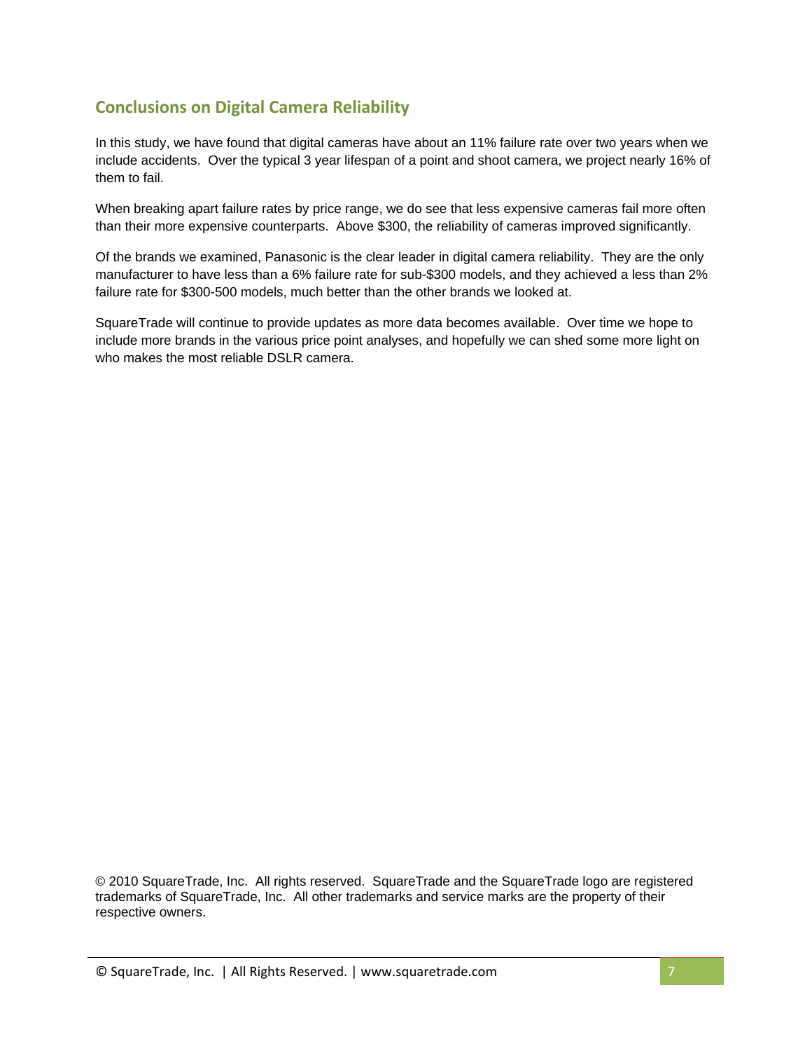## Conclusions on Digital Camera Reliability

In this study, we have found that digital cameras have about an 11% failure rate over two years when we include accidents. Over the typical 3 year lifespan of a point and shoot camera, we project nearly 16% of them to fail.

When breaking apart failure rates by price range, we do see that less expensive cameras fail more often than their more expensive counterparts. Above $300, the reliability of cameras improved significantly.

Of the brands we examined, Panasonic is the clear leader in digital camera reliability. They are the only manufacturer to have less than a 6% failure rate for sub-$300 models, and they achieved a less than 2% failure rate for $300-500 models, much better than the other brands we looked at.

SquareTrade will continue to provide updates as more data becomes available. Over time we hope to include more brands in the various price point analyses, and hopefully we can shed some more light on who makes the most reliable DSLR camera.

© 2010 SquareTrade, Inc. All rights reserved. SquareTrade and the SquareTrade logo are registered trademarks of SquareTrade, Inc. All other trademarks and service marks are the property of their respective owners.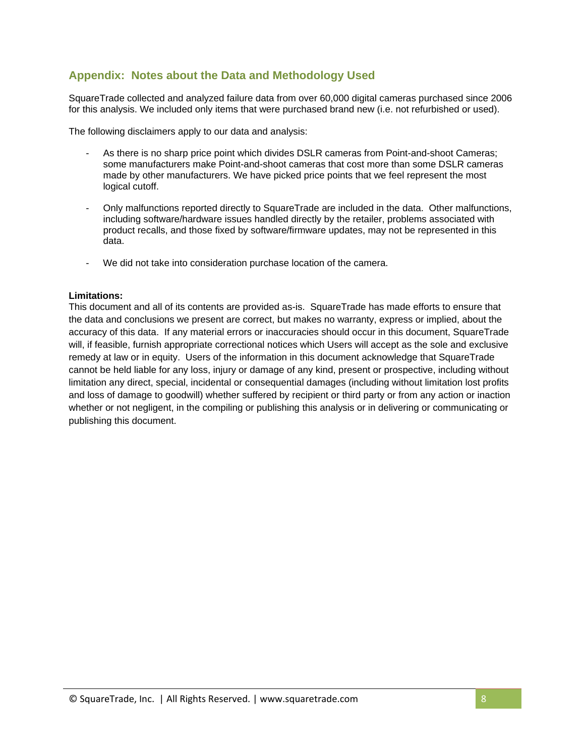## Appendix: Notes about the Data and Methodology Used

SquareTrade collected and analyzed failure data from over 60,000 digital cameras purchased since 2006 for this analysis. We included only items that were purchased brand new (i.e. not refurbished or used).

The following disclaimers apply to our data and analysis:

- As there is no sharp price point which divides DSLR cameras from Point-and-shoot Cameras; some manufacturers make Point-and-shoot cameras that cost more than some DSLR cameras made by other manufacturers. We have picked price points that we feel represent the most logical cutoff.

- Only malfunctions reported directly to SquareTrade are included in the data. Other malfunctions, including software/hardware issues handled directly by the retailer, problems associated with product recalls, and those fixed by software/firmware updates, may not be represented in this data.

- We did not take into consideration purchase location of the camera.

**Limitations:**
This document and all of its contents are provided as-is. SquareTrade has made efforts to ensure that the data and conclusions we present are correct, but makes no warranty, express or implied, about the accuracy of this data. If any material errors or inaccuracies should occur in this document, SquareTrade will, if feasible, furnish appropriate correctional notices which Users will accept as the sole and exclusive remedy at law or in equity. Users of the information in this document acknowledge that SquareTrade cannot be held liable for any loss, injury or damage of any kind, present or prospective, including without limitation any direct, special, incidental or consequential damages (including without limitation lost profits and loss of damage to goodwill) whether suffered by recipient or third party or from any action or inaction whether or not negligent, in the compiling or publishing this analysis or in delivering or communicating or publishing this document.